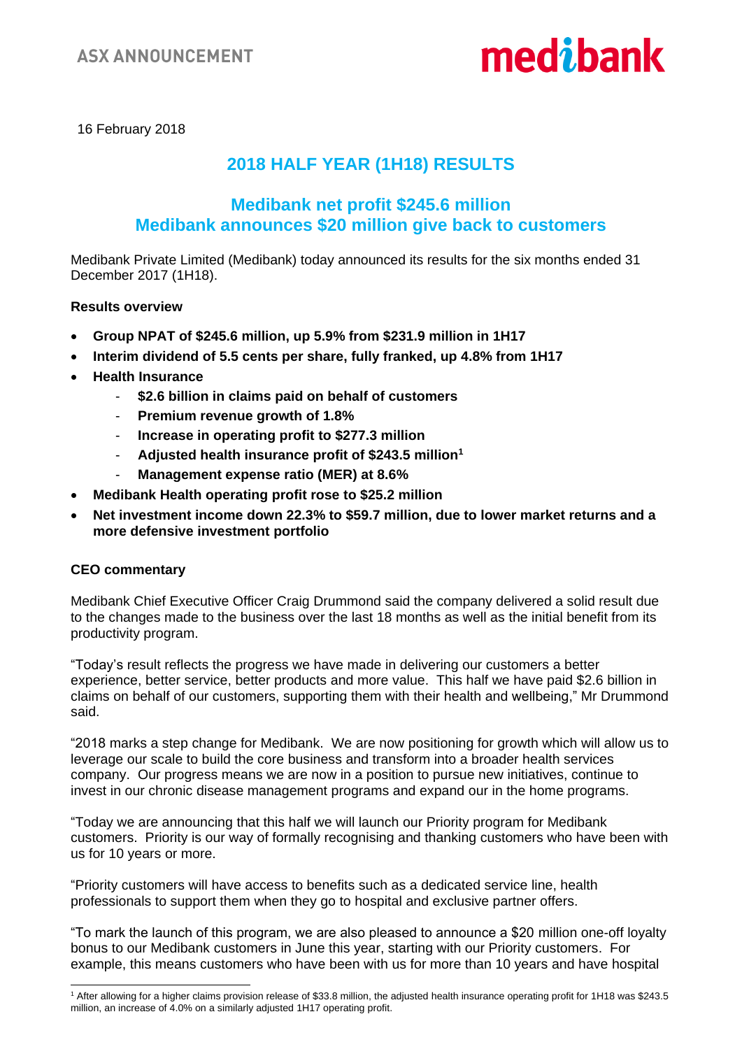ASX ANNOUNCEMENT

medibank

16 February 2018

## 2018 HALF YEAR (1H18) RESULTS

## Medibank net profit $245.6 million
## Medibank announces $20 million give back to customers

Medibank Private Limited (Medibank) today announced its results for the six months ended 31 December 2017 (1H18).

**Results overview**

- **Group NPAT of $245.6 million, up 5.9% from $231.9 million in 1H17**
- **Interim dividend of 5.5 cents per share, fully franked, up 4.8% from 1H17**
- **Health Insurance**
  - **$2.6 billion in claims paid on behalf of customers**
  - **Premium revenue growth of 1.8%**
  - **Increase in operating profit to $277.3 million**
  - **Adjusted health insurance profit of $243.5 million[1]**
  - **Management expense ratio (MER) at 8.6%**
- **Medibank Health operating profit rose to $25.2 million**
- **Net investment income down 22.3% to $59.7 million, due to lower market returns and a more defensive investment portfolio**

**CEO commentary**

Medibank Chief Executive Officer Craig Drummond said the company delivered a solid result due to the changes made to the business over the last 18 months as well as the initial benefit from its productivity program.

"Today's result reflects the progress we have made in delivering our customers a better experience, better service, better products and more value. This half we have paid $2.6 billion in claims on behalf of our customers, supporting them with their health and wellbeing," Mr Drummond said.

"2018 marks a step change for Medibank. We are now positioning for growth which will allow us to leverage our scale to build the core business and transform into a broader health services company. Our progress means we are now in a position to pursue new initiatives, continue to invest in our chronic disease management programs and expand our in the home programs.

"Today we are announcing that this half we will launch our Priority program for Medibank customers. Priority is our way of formally recognising and thanking customers who have been with us for 10 years or more.

"Priority customers will have access to benefits such as a dedicated service line, health professionals to support them when they go to hospital and exclusive partner offers.

"To mark the launch of this program, we are also pleased to announce a $20 million one-off loyalty bonus to our Medibank customers in June this year, starting with our Priority customers. For example, this means customers who have been with us for more than 10 years and have hospital

[1] After allowing for a higher claims provision release of $33.8 million, the adjusted health insurance operating profit for 1H18 was $243.5 million, an increase of 4.0% on a similarly adjusted 1H17 operating profit.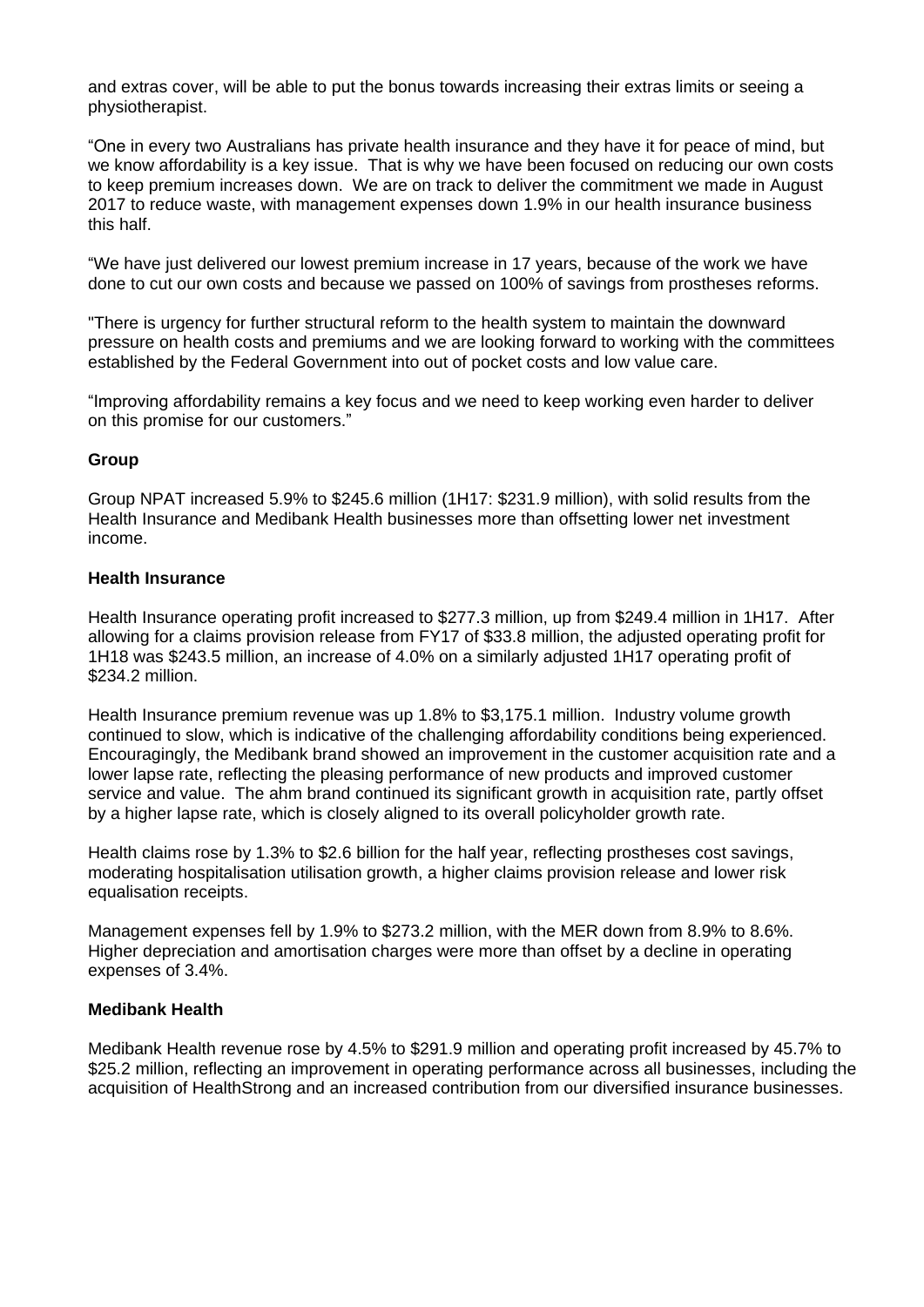and extras cover, will be able to put the bonus towards increasing their extras limits or seeing a physiotherapist.

“One in every two Australians has private health insurance and they have it for peace of mind, but we know affordability is a key issue. That is why we have been focused on reducing our own costs to keep premium increases down. We are on track to deliver the commitment we made in August 2017 to reduce waste, with management expenses down 1.9% in our health insurance business this half.

“We have just delivered our lowest premium increase in 17 years, because of the work we have done to cut our own costs and because we passed on 100% of savings from prostheses reforms.

"There is urgency for further structural reform to the health system to maintain the downward pressure on health costs and premiums and we are looking forward to working with the committees established by the Federal Government into out of pocket costs and low value care.

“Improving affordability remains a key focus and we need to keep working even harder to deliver on this promise for our customers.”

**Group**

Group NPAT increased 5.9% to $245.6 million (1H17: $231.9 million), with solid results from the Health Insurance and Medibank Health businesses more than offsetting lower net investment income.

**Health Insurance**

Health Insurance operating profit increased to $277.3 million, up from $249.4 million in 1H17. After allowing for a claims provision release from FY17 of $33.8 million, the adjusted operating profit for 1H18 was $243.5 million, an increase of 4.0% on a similarly adjusted 1H17 operating profit of $234.2 million.

Health Insurance premium revenue was up 1.8% to $3,175.1 million. Industry volume growth continued to slow, which is indicative of the challenging affordability conditions being experienced. Encouragingly, the Medibank brand showed an improvement in the customer acquisition rate and a lower lapse rate, reflecting the pleasing performance of new products and improved customer service and value. The ahm brand continued its significant growth in acquisition rate, partly offset by a higher lapse rate, which is closely aligned to its overall policyholder growth rate.

Health claims rose by 1.3% to $2.6 billion for the half year, reflecting prostheses cost savings, moderating hospitalisation utilisation growth, a higher claims provision release and lower risk equalisation receipts.

Management expenses fell by 1.9% to $273.2 million, with the MER down from 8.9% to 8.6%. Higher depreciation and amortisation charges were more than offset by a decline in operating expenses of 3.4%.

**Medibank Health**

Medibank Health revenue rose by 4.5% to $291.9 million and operating profit increased by 45.7% to $25.2 million, reflecting an improvement in operating performance across all businesses, including the acquisition of HealthStrong and an increased contribution from our diversified insurance businesses.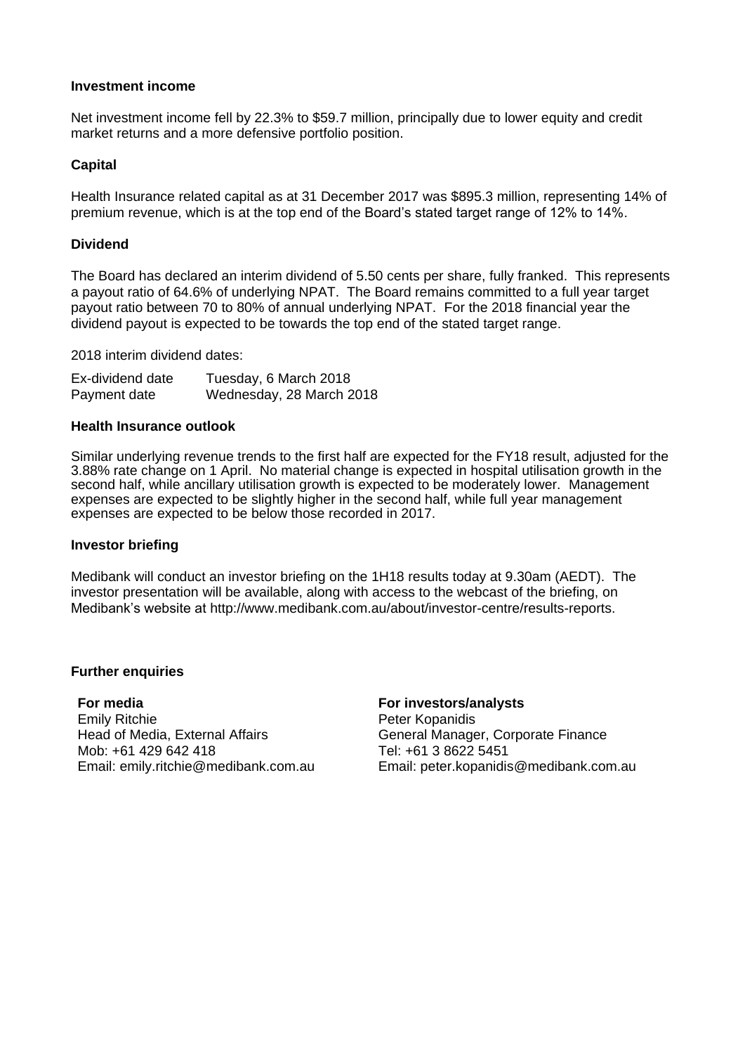**Investment income**

Net investment income fell by 22.3% to $59.7 million, principally due to lower equity and credit market returns and a more defensive portfolio position.

**Capital**

Health Insurance related capital as at 31 December 2017 was $895.3 million, representing 14% of premium revenue, which is at the top end of the Board's stated target range of 12% to 14%.

**Dividend**

The Board has declared an interim dividend of 5.50 cents per share, fully franked. This represents a payout ratio of 64.6% of underlying NPAT. The Board remains committed to a full year target payout ratio between 70 to 80% of annual underlying NPAT. For the 2018 financial year the dividend payout is expected to be towards the top end of the stated target range.

2018 interim dividend dates:

| | |
|---|---|
| Ex-dividend date | Tuesday, 6 March 2018 |
| Payment date | Wednesday, 28 March 2018 |

**Health Insurance outlook**

Similar underlying revenue trends to the first half are expected for the FY18 result, adjusted for the 3.88% rate change on 1 April. No material change is expected in hospital utilisation growth in the second half, while ancillary utilisation growth is expected to be moderately lower. Management expenses are expected to be slightly higher in the second half, while full year management expenses are expected to be below those recorded in 2017.

**Investor briefing**

Medibank will conduct an investor briefing on the 1H18 results today at 9.30am (AEDT). The investor presentation will be available, along with access to the webcast of the briefing, on Medibank's website at http://www.medibank.com.au/about/investor-centre/results-reports.

**Further enquiries**

**For media**
Emily Ritchie
Head of Media, External Affairs
Mob: +61 429 642 418
Email: emily.ritchie@medibank.com.au

**For investors/analysts**
Peter Kopanidis
General Manager, Corporate Finance
Tel: +61 3 8622 5451
Email: peter.kopanidis@medibank.com.au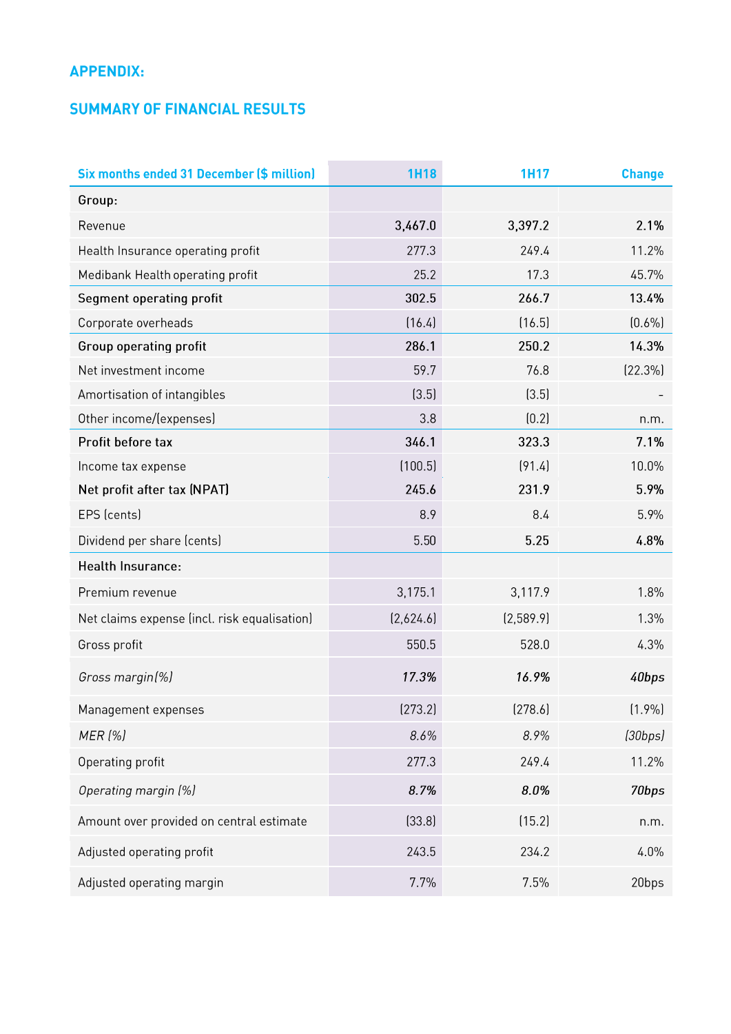# APPENDIX:

## SUMMARY OF FINANCIAL RESULTS

| Six months ended 31 December ($ million) | 1H18 | 1H17 | Change |
|---|---|---|---|
| **Group:** | | | |
| Revenue | **3,467.0** | **3,397.2** | **2.1%** |
| Health Insurance operating profit | 277.3 | 249.4 | 11.2% |
| Medibank Health operating profit | 25.2 | 17.3 | 45.7% |
| **Segment operating profit** | **302.5** | **266.7** | **13.4%** |
| Corporate overheads | (16.4) | (16.5) | (0.6%) |
| **Group operating profit** | **286.1** | **250.2** | **14.3%** |
| Net investment income | 59.7 | 76.8 | (22.3%) |
| Amortisation of intangibles | (3.5) | (3.5) | - |
| Other income/(expenses) | 3.8 | (0.2) | n.m. |
| **Profit before tax** | **346.1** | **323.3** | **7.1%** |
| Income tax expense | (100.5) | (91.4) | 10.0% |
| **Net profit after tax (NPAT)** | **245.6** | **231.9** | **5.9%** |
| EPS (cents) | 8.9 | 8.4 | 5.9% |
| Dividend per share (cents) | 5.50 | **5.25** | **4.8%** |
| **Health Insurance:** | | | |
| Premium revenue | 3,175.1 | 3,117.9 | 1.8% |
| Net claims expense (incl. risk equalisation) | (2,624.6) | (2,589.9) | 1.3% |
| Gross profit | 550.5 | 528.0 | 4.3% |
| *Gross margin(%)* | ***17.3%*** | ***16.9%*** | ***40bps*** |
| Management expenses | (273.2) | (278.6) | (1.9%) |
| *MER (%)* | *8.6%* | *8.9%* | *(30bps)* |
| Operating profit | 277.3 | 249.4 | 11.2% |
| *Operating margin (%)* | ***8.7%*** | ***8.0%*** | ***70bps*** |
| Amount over provided on central estimate | (33.8) | (15.2) | n.m. |
| Adjusted operating profit | 243.5 | 234.2 | 4.0% |
| Adjusted operating margin | 7.7% | 7.5% | 20bps |